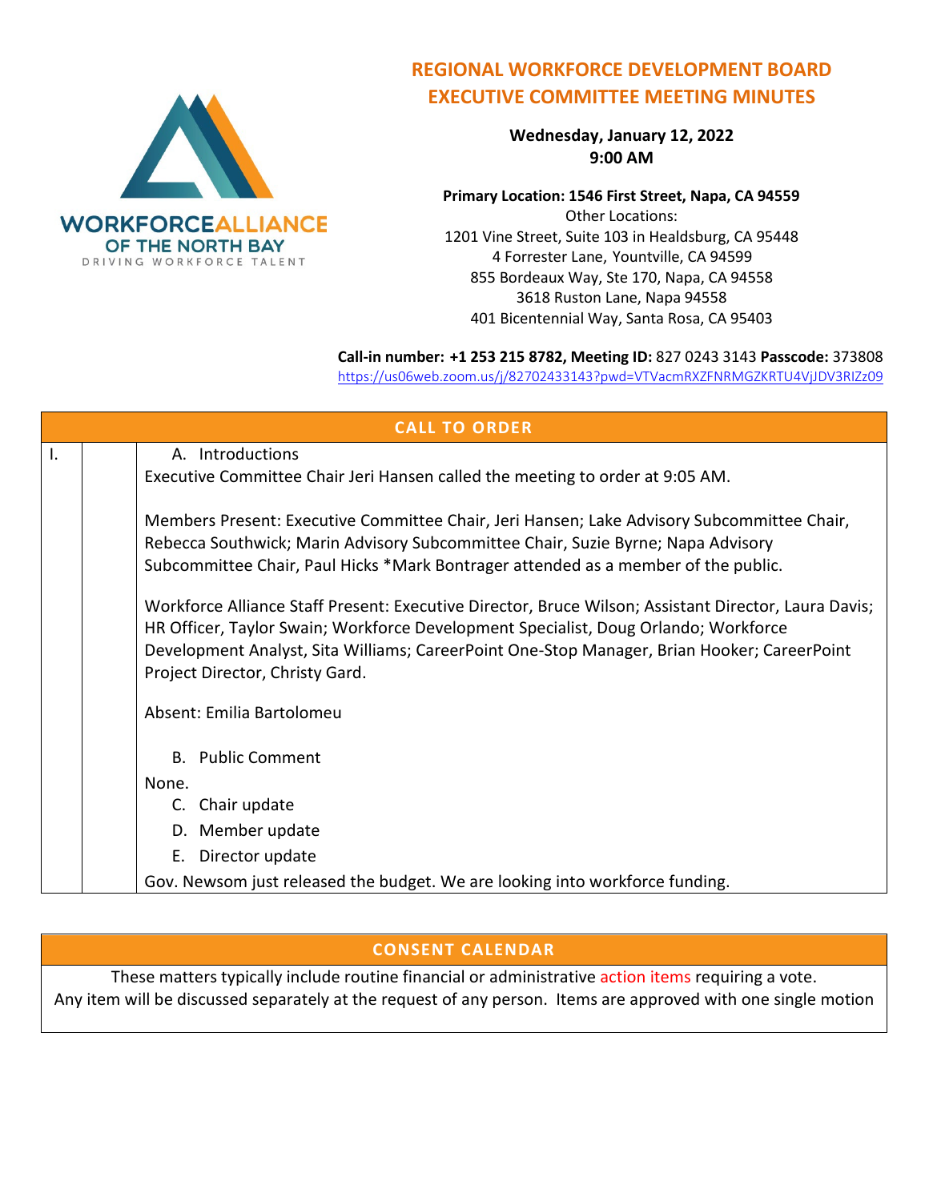WORKFORCEALLIANCE
OF THE NORTH BAY
DRIVING WORKFORCE TALENT

# REGIONAL WORKFORCE DEVELOPMENT BOARD
# EXECUTIVE COMMITTEE MEETING MINUTES

**Wednesday, January 12, 2022**
**9:00 AM**

**Primary Location: 1546 First Street, Napa, CA 94559**
Other Locations:
1201 Vine Street, Suite 103 in Healdsburg, CA 95448
4 Forrester Lane, Yountville, CA 94599
855 Bordeaux Way, Ste 170, Napa, CA 94558
3618 Ruston Lane, Napa 94558
401 Bicentennial Way, Santa Rosa, CA 95403

**Call-in number: +1 253 215 8782, Meeting ID:** 827 0243 3143 **Passcode:** 373808
https://us06web.zoom.us/j/82702433143?pwd=VTVacmRXZFNRMGZKRTU4VjJDV3RIZz09

## CALL TO ORDER

I.

A. Introductions

Executive Committee Chair Jeri Hansen called the meeting to order at 9:05 AM.

Members Present: Executive Committee Chair, Jeri Hansen; Lake Advisory Subcommittee Chair, Rebecca Southwick; Marin Advisory Subcommittee Chair, Suzie Byrne; Napa Advisory Subcommittee Chair, Paul Hicks *Mark Bontrager attended as a member of the public.

Workforce Alliance Staff Present: Executive Director, Bruce Wilson; Assistant Director, Laura Davis; HR Officer, Taylor Swain; Workforce Development Specialist, Doug Orlando; Workforce Development Analyst, Sita Williams; CareerPoint One-Stop Manager, Brian Hooker; CareerPoint Project Director, Christy Gard.

Absent: Emilia Bartolomeu

B. Public Comment

None.

C. Chair update

D. Member update

E. Director update

Gov. Newsom just released the budget. We are looking into workforce funding.

## CONSENT CALENDAR

These matters typically include routine financial or administrative action items requiring a vote.
Any item will be discussed separately at the request of any person. Items are approved with one single motion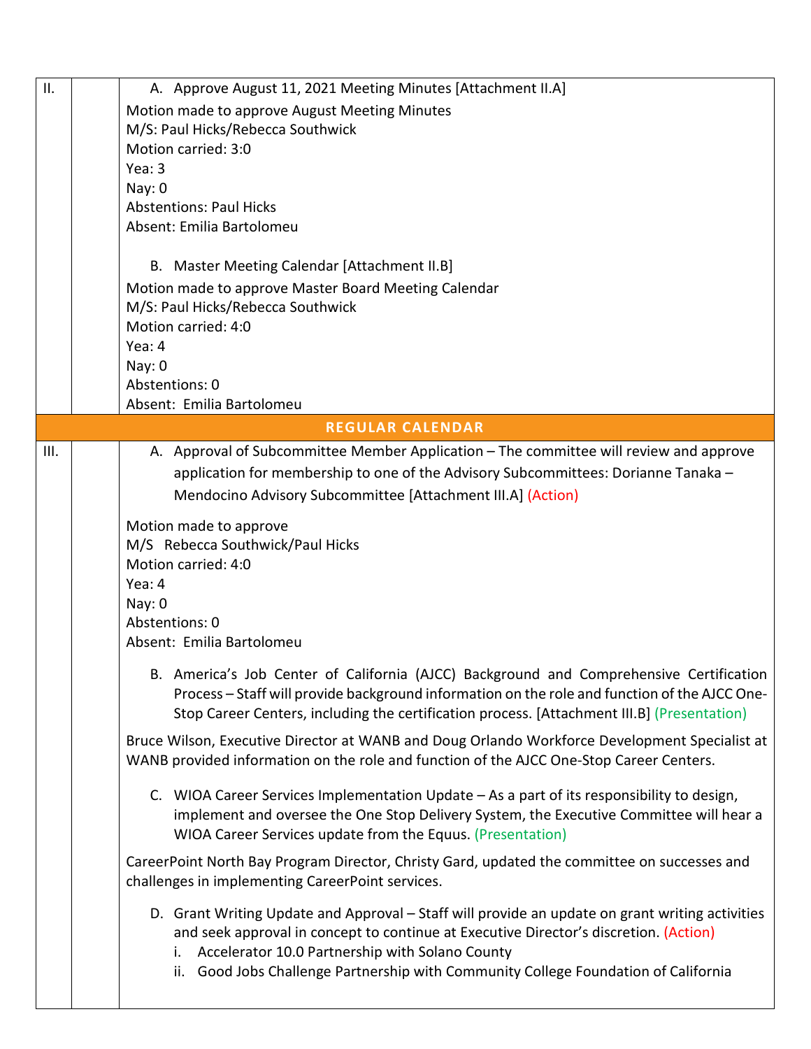| | | |
|---|---|---|
| II. | | A. Approve August 11, 2021 Meeting Minutes [Attachment II.A]<br><br>Motion made to approve August Meeting Minutes<br>M/S: Paul Hicks/Rebecca Southwick<br>Motion carried: 3:0<br>Yea: 3<br>Nay: 0<br>Abstentions: Paul Hicks<br>Absent: Emilia Bartolomeu<br><br>B. Master Meeting Calendar [Attachment II.B]<br><br>Motion made to approve Master Board Meeting Calendar<br>M/S: Paul Hicks/Rebecca Southwick<br>Motion carried: 4:0<br>Yea: 4<br>Nay: 0<br>Abstentions: 0<br>Absent: Emilia Bartolomeu |
| **REGULAR CALENDAR** | | |
| III. | | A. Approval of Subcommittee Member Application – The committee will review and approve application for membership to one of the Advisory Subcommittees: Dorianne Tanaka – Mendocino Advisory Subcommittee [Attachment III.A] (Action)<br><br>Motion made to approve<br>M/S Rebecca Southwick/Paul Hicks<br>Motion carried: 4:0<br>Yea: 4<br>Nay: 0<br>Abstentions: 0<br>Absent: Emilia Bartolomeu<br><br>B. America's Job Center of California (AJCC) Background and Comprehensive Certification Process – Staff will provide background information on the role and function of the AJCC One-Stop Career Centers, including the certification process. [Attachment III.B] (Presentation)<br><br>Bruce Wilson, Executive Director at WANB and Doug Orlando Workforce Development Specialist at WANB provided information on the role and function of the AJCC One-Stop Career Centers.<br><br>C. WIOA Career Services Implementation Update – As a part of its responsibility to design, implement and oversee the One Stop Delivery System, the Executive Committee will hear a WIOA Career Services update from the Equus. (Presentation)<br><br>CareerPoint North Bay Program Director, Christy Gard, updated the committee on successes and challenges in implementing CareerPoint services.<br><br>D. Grant Writing Update and Approval – Staff will provide an update on grant writing activities and seek approval in concept to continue at Executive Director's discretion. (Action)<br>i. Accelerator 10.0 Partnership with Solano County<br>ii. Good Jobs Challenge Partnership with Community College Foundation of California |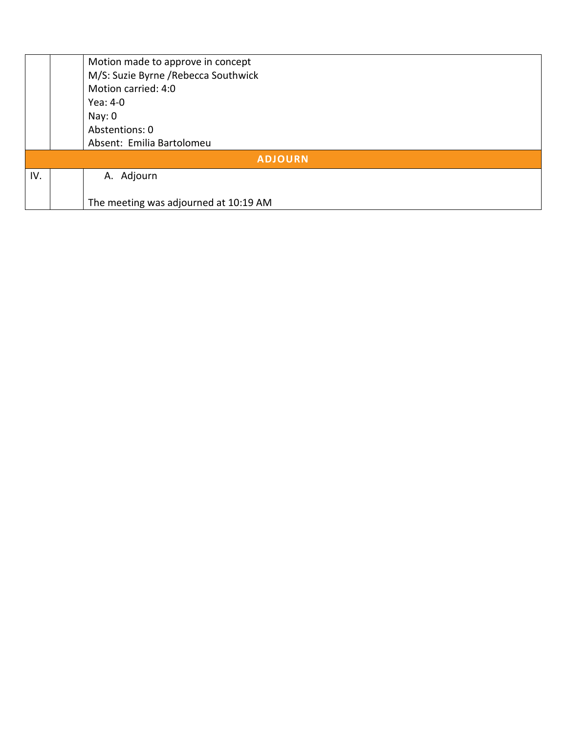| | | |
|---|---|---|
| | | Motion made to approve in concept<br>M/S: Suzie Byrne /Rebecca Southwick<br>Motion carried: 4:0<br>Yea: 4-0<br>Nay: 0<br>Abstentions: 0<br>Absent: Emilia Bartolomeu |
| **ADJOURN** | | |
| IV. | | A. Adjourn<br><br>The meeting was adjourned at 10:19 AM |